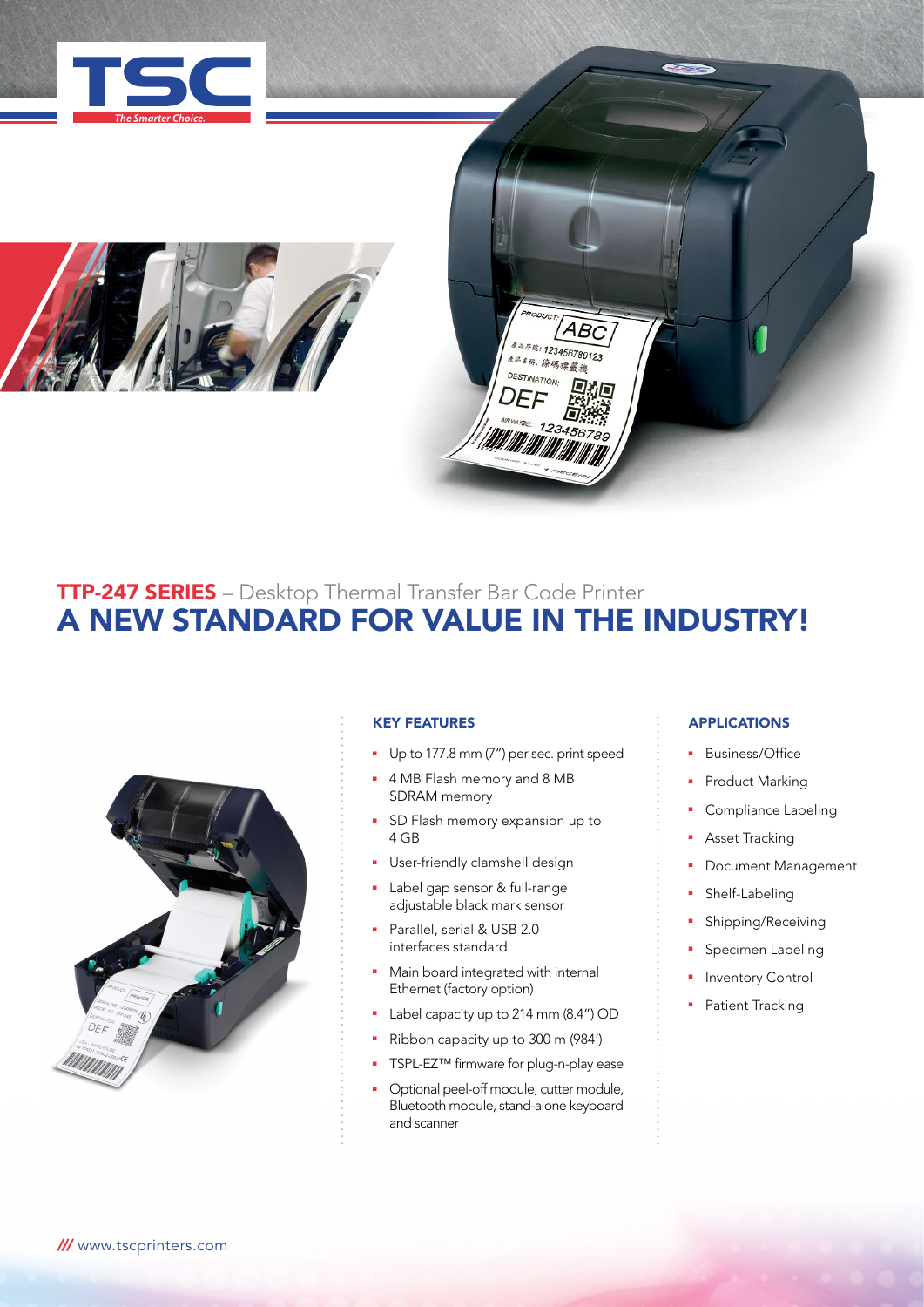# TTP-247 SERIES – Desktop Thermal Transfer Bar Code Printer

## A NEW STANDARD FOR VALUE IN THE INDUSTRY!

### KEY FEATURES

- Up to 177.8 mm (7") per sec. print speed
- 4 MB Flash memory and 8 MB SDRAM memory
- SD Flash memory expansion up to 4 GB
- User-friendly clamshell design
- Label gap sensor & full-range adjustable black mark sensor
- Parallel, serial & USB 2.0 interfaces standard
- Main board integrated with internal Ethernet (factory option)
- Label capacity up to 214 mm (8.4") OD
- Ribbon capacity up to 300 m (984')
- TSPL-EZ™ firmware for plug-n-play ease
- Optional peel-off module, cutter module, Bluetooth module, stand-alone keyboard and scanner

### APPLICATIONS

- Business/Office
- Product Marking
- Compliance Labeling
- Asset Tracking
- Document Management
- Shelf-Labeling
- Shipping/Receiving
- Specimen Labeling
- Inventory Control
- Patient Tracking

/// www.tscprinters.com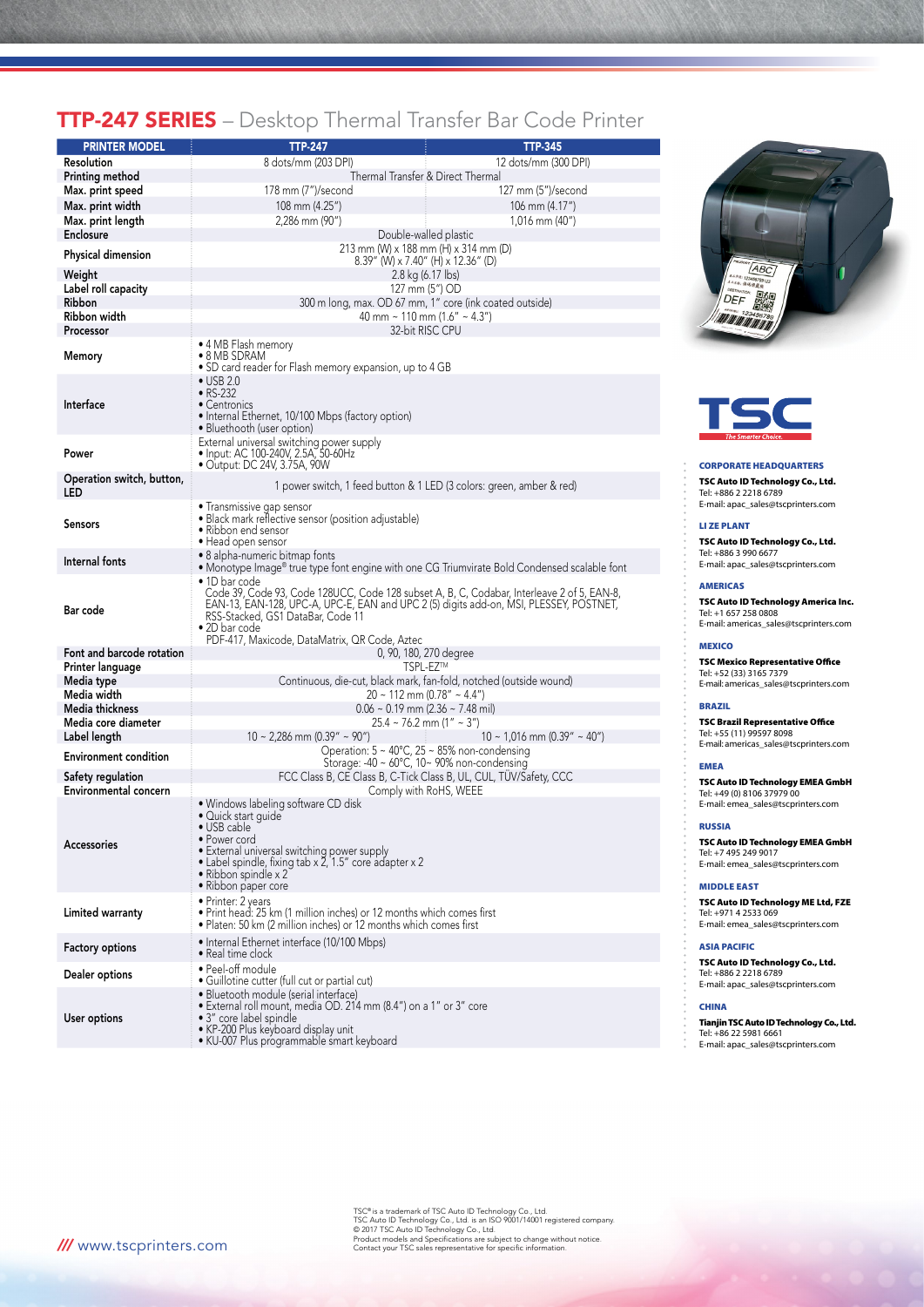# TTP-247 SERIES – Desktop Thermal Transfer Bar Code Printer

| PRINTER MODEL | TTP-247 | TTP-345 |
|---|---|---|
| Resolution | 8 dots/mm (203 DPI) | 12 dots/mm (300 DPI) |
| Printing method | Thermal Transfer & Direct Thermal | |
| Max. print speed | 178 mm (7")/second | 127 mm (5")/second |
| Max. print width | 108 mm (4.25") | 106 mm (4.17") |
| Max. print length | 2,286 mm (90") | 1,016 mm (40") |
| Enclosure | Double-walled plastic | |
| Physical dimension | 213 mm (W) x 188 mm (H) x 314 mm (D)<br>8.39" (W) x 7.40" (H) x 12.36" (D) | |
| Weight | 2.8 kg (6.17 lbs) | |
| Label roll capacity | 127 mm (5") OD | |
| Ribbon | 300 m long, max. OD 67 mm, 1" core (ink coated outside) | |
| Ribbon width | 40 mm ~ 110 mm (1.6" ~ 4.3") | |
| Processor | 32-bit RISC CPU | |
| Memory | • 4 MB Flash memory<br>• 8 MB SDRAM<br>• SD card reader for Flash memory expansion, up to 4 GB | |
| Interface | • USB 2.0<br>• RS-232<br>• Centronics<br>• Internal Ethernet, 10/100 Mbps (factory option)<br>• Bluethooth (user option) | |
| Power | External universal switching power supply<br>• Input: AC 100-240V, 2.5A, 50-60Hz<br>• Output: DC 24V, 3.75A, 90W | |
| Operation switch, button, LED | 1 power switch, 1 feed button & 1 LED (3 colors: green, amber & red) | |
| Sensors | • Transmissive gap sensor<br>• Black mark reflective sensor (position adjustable)<br>• Ribbon end sensor<br>• Head open sensor | |
| Internal fonts | • 8 alpha-numeric bitmap fonts<br>• Monotype Image® true type font engine with one CG Triumvirate Bold Condensed scalable font | |
| Bar code | • 1D bar code<br>Code 39, Code 93, Code 128UCC, Code 128 subset A, B, C, Codabar, Interleave 2 of 5, EAN-8, EAN-13, EAN-128, UPC-A, UPC-E, EAN and UPC 2 (5) digits add-on, MSI, PLESSEY, POSTNET, RSS-Stacked, GS1 DataBar, Code 11<br>• 2D bar code<br>PDF-417, Maxicode, DataMatrix, QR Code, Aztec | |
| Font and barcode rotation | 0, 90, 180, 270 degree | |
| Printer language | TSPL-EZ™ | |
| Media type | Continuous, die-cut, black mark, fan-fold, notched (outside wound) | |
| Media width | 20 ~ 112 mm (0.78" ~ 4.4") | |
| Media thickness | 0.06 ~ 0.19 mm (2.36 ~ 7.48 mil) | |
| Media core diameter | 25.4 ~ 76.2 mm (1" ~ 3") | |
| Label length | 10 ~ 2,286 mm (0.39" ~ 90") | 10 ~ 1,016 mm (0.39" ~ 40") |
| Environment condition | Operation: 5 ~ 40°C, 25 ~ 85% non-condensing<br>Storage: -40 ~ 60°C, 10~ 90% non-condensing | |
| Safety regulation | FCC Class B, CE Class B, C-Tick Class B, UL, CUL, TÜV/Safety, CCC | |
| Environmental concern | Comply with RoHS, WEEE | |
| Accessories | • Windows labeling software CD disk<br>• Quick start guide<br>• USB cable<br>• Power cord<br>• External universal switching power supply<br>• Label spindle, fixing tab x 2, 1.5" core adapter x 2<br>• Ribbon spindle x 2<br>• Ribbon paper core | |
| Limited warranty | • Printer: 2 years<br>• Print head: 25 km (1 million inches) or 12 months which comes first<br>• Platen: 50 km (2 million inches) or 12 months which comes first | |
| Factory options | • Internal Ethernet interface (10/100 Mbps)<br>• Real time clock | |
| Dealer options | • Peel-off module<br>• Guillotine cutter (full cut or partial cut) | |
| User options | • Bluetooth module (serial interface)<br>• External roll mount, media OD. 214 mm (8.4") on a 1" or 3" core<br>• 3" core label spindle<br>• KP-200 Plus keyboard display unit<br>• KU-007 Plus programmable smart keyboard | |

TSC
The Smarter Choice.

**CORPORATE HEADQUARTERS**

**TSC Auto ID Technology Co., Ltd.**
Tel: +886 2 2218 6789
E-mail: apac_sales@tscprinters.com

**LI ZE PLANT**

**TSC Auto ID Technology Co., Ltd.**
Tel: +886 3 990 6677
E-mail: apac_sales@tscprinters.com

**AMERICAS**

**TSC Auto ID Technology America Inc.**
Tel: +1 657 258 0808
E-mail: americas_sales@tscprinters.com

**MEXICO**

**TSC Mexico Representative Office**
Tel: +52 (33) 3165 7379
E-mail: americas_sales@tscprinters.com

**BRAZIL**

**TSC Brazil Representative Office**
Tel: +55 (11) 99597 8098
E-mail: americas_sales@tscprinters.com

**EMEA**

**TSC Auto ID Technology EMEA GmbH**
Tel: +49 (0) 8106 37979 00
E-mail: emea_sales@tscprinters.com

**RUSSIA**

**TSC Auto ID Technology EMEA GmbH**
Tel: +7 495 249 9017
E-mail: emea_sales@tscprinters.com

**MIDDLE EAST**

**TSC Auto ID Technology ME Ltd, FZE**
Tel: +971 4 2533 069
E-mail: emea_sales@tscprinters.com

**ASIA PACIFIC**

**TSC Auto ID Technology Co., Ltd.**
Tel: +886 2 2218 6789
E-mail: apac_sales@tscprinters.com

**CHINA**

**Tianjin TSC Auto ID Technology Co., Ltd.**
Tel: +86 22 5981 6661
E-mail: apac_sales@tscprinters.com

/// www.tscprinters.com

TSC® is a trademark of TSC Auto ID Technology Co., Ltd.
TSC Auto ID Technology Co., Ltd. is an ISO 9001/14001 registered company.
© 2017 TSC Auto ID Technology Co., Ltd.
Product models and Specifications are subject to change without notice.
Contact your TSC sales representative for specific information.